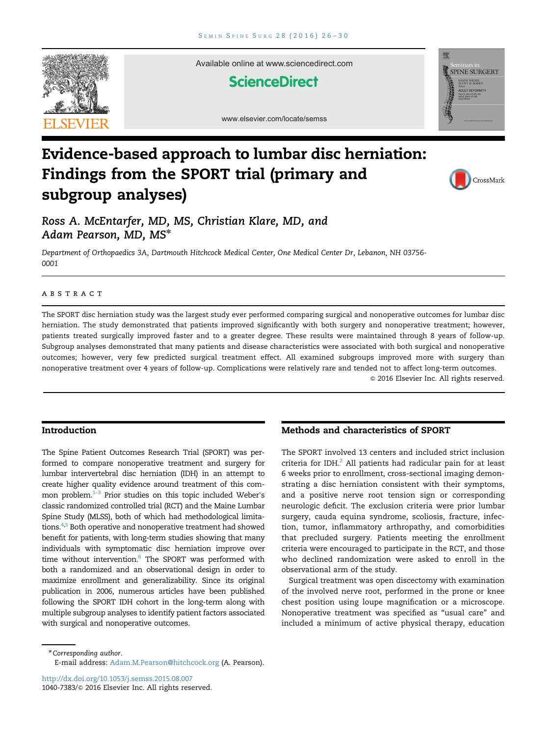# Evidence-based approach to lumbar disc herniation: Findings from the SPORT trial (primary and subgroup analyses)

*Ross A. McEntarfer, MD, MS, Christian Klare, MD, and Adam Pearson, MD, MS**

*Department of Orthopaedics 3A, Dartmouth Hitchcock Medical Center, One Medical Center Dr, Lebanon, NH 03756-0001*

## ABSTRACT

The SPORT disc herniation study was the largest study ever performed comparing surgical and nonoperative outcomes for lumbar disc herniation. The study demonstrated that patients improved significantly with both surgery and nonoperative treatment; however, patients treated surgically improved faster and to a greater degree. These results were maintained through 8 years of follow-up. Subgroup analyses demonstrated that many patients and disease characteristics were associated with both surgical and nonoperative outcomes; however, very few predicted surgical treatment effect. All examined subgroups improved more with surgery than nonoperative treatment over 4 years of follow-up. Complications were relatively rare and tended not to affect long-term outcomes.

© 2016 Elsevier Inc. All rights reserved.

## Introduction

The Spine Patient Outcomes Research Trial (SPORT) was performed to compare nonoperative treatment and surgery for lumbar intervertebral disc herniation (IDH) in an attempt to create higher quality evidence around treatment of this common problem.[1–3] Prior studies on this topic included Weber's classic randomized controlled trial (RCT) and the Maine Lumbar Spine Study (MLSS), both of which had methodological limitations.[4,5] Both operative and nonoperative treatment had showed benefit for patients, with long-term studies showing that many individuals with symptomatic disc herniation improve over time without intervention.[6] The SPORT was performed with both a randomized and an observational design in order to maximize enrollment and generalizability. Since its original publication in 2006, numerous articles have been published following the SPORT IDH cohort in the long-term along with multiple subgroup analyses to identify patient factors associated with surgical and nonoperative outcomes.

## Methods and characteristics of SPORT

The SPORT involved 13 centers and included strict inclusion criteria for IDH.[2] All patients had radicular pain for at least 6 weeks prior to enrollment, cross-sectional imaging demonstrating a disc herniation consistent with their symptoms, and a positive nerve root tension sign or corresponding neurologic deficit. The exclusion criteria were prior lumbar surgery, cauda equina syndrome, scoliosis, fracture, infection, tumor, inflammatory arthropathy, and comorbidities that precluded surgery. Patients meeting the enrollment criteria were encouraged to participate in the RCT, and those who declined randomization were asked to enroll in the observational arm of the study.

Surgical treatment was open discectomy with examination of the involved nerve root, performed in the prone or knee chest position using loupe magnification or a microscope. Nonoperative treatment was specified as "usual care" and included a minimum of active physical therapy, education

* Corresponding author.
E-mail address: Adam.M.Pearson@hitchcock.org (A. Pearson).

http://dx.doi.org/10.1053/j.semss.2015.08.007
1040-7383/© 2016 Elsevier Inc. All rights reserved.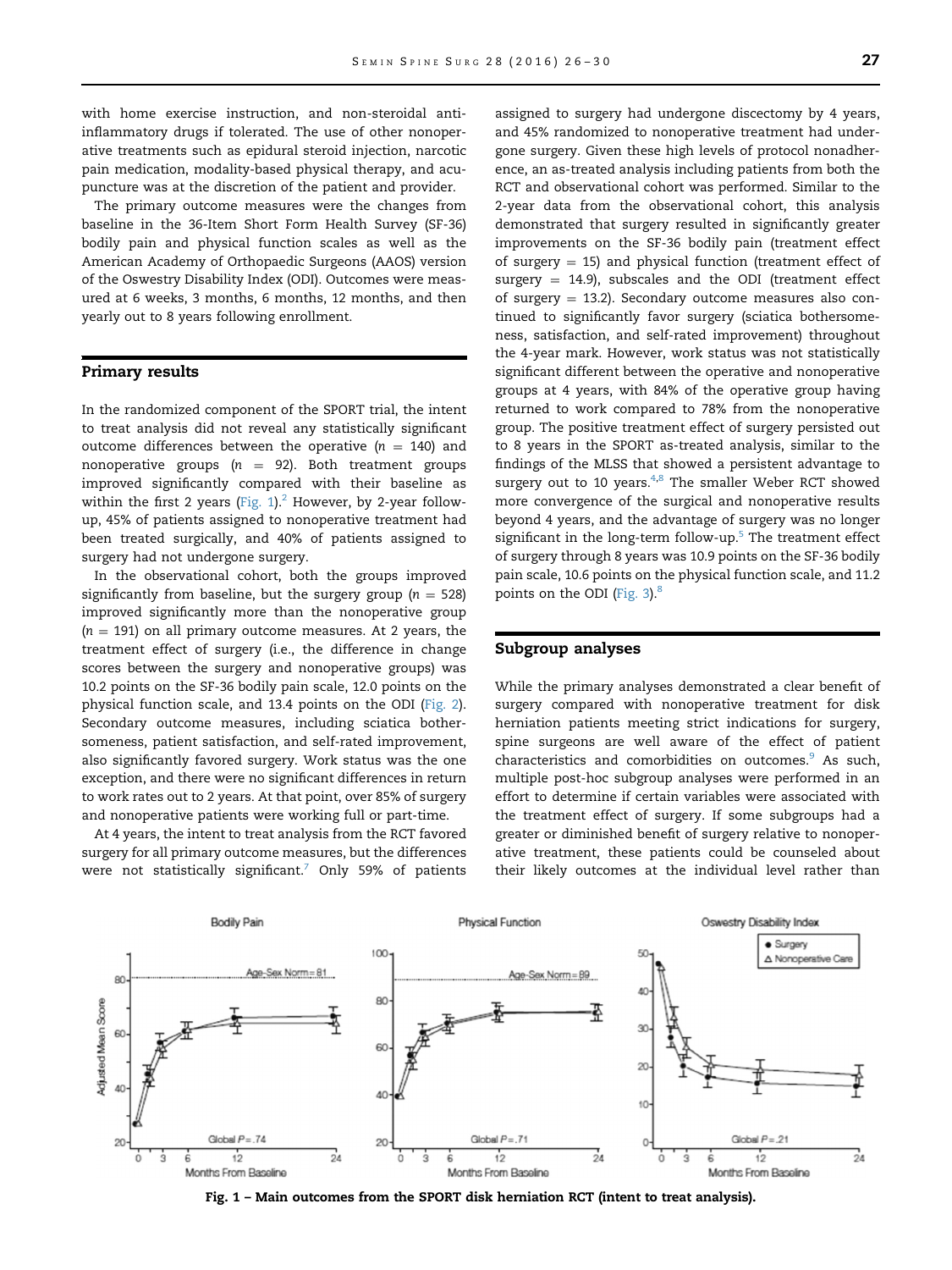with home exercise instruction, and non-steroidal anti-inflammatory drugs if tolerated. The use of other nonoperative treatments such as epidural steroid injection, narcotic pain medication, modality-based physical therapy, and acupuncture was at the discretion of the patient and provider.

The primary outcome measures were the changes from baseline in the 36-Item Short Form Health Survey (SF-36) bodily pain and physical function scales as well as the American Academy of Orthopaedic Surgeons (AAOS) version of the Oswestry Disability Index (ODI). Outcomes were measured at 6 weeks, 3 months, 6 months, 12 months, and then yearly out to 8 years following enrollment.

## Primary results

In the randomized component of the SPORT trial, the intent to treat analysis did not reveal any statistically significant outcome differences between the operative ($n = 140$) and nonoperative groups ($n = 92$). Both treatment groups improved significantly compared with their baseline as within the first 2 years (Fig. 1).[2] However, by 2-year follow-up, 45% of patients assigned to nonoperative treatment had been treated surgically, and 40% of patients assigned to surgery had not undergone surgery.

In the observational cohort, both the groups improved significantly from baseline, but the surgery group ($n = 528$) improved significantly more than the nonoperative group ($n = 191$) on all primary outcome measures. At 2 years, the treatment effect of surgery (i.e., the difference in change scores between the surgery and nonoperative groups) was 10.2 points on the SF-36 bodily pain scale, 12.0 points on the physical function scale, and 13.4 points on the ODI (Fig. 2). Secondary outcome measures, including sciatica bothersomeness, patient satisfaction, and self-rated improvement, also significantly favored surgery. Work status was the one exception, and there were no significant differences in return to work rates out to 2 years. At that point, over 85% of surgery and nonoperative patients were working full or part-time.

At 4 years, the intent to treat analysis from the RCT favored surgery for all primary outcome measures, but the differences were not statistically significant.[7] Only 59% of patients assigned to surgery had undergone discectomy by 4 years, and 45% randomized to nonoperative treatment had undergone surgery. Given these high levels of protocol nonadherence, an as-treated analysis including patients from both the RCT and observational cohort was performed. Similar to the 2-year data from the observational cohort, this analysis demonstrated that surgery resulted in significantly greater improvements on the SF-36 bodily pain (treatment effect of surgery = 15) and physical function (treatment effect of surgery = 14.9), subscales and the ODI (treatment effect of surgery = 13.2). Secondary outcome measures also continued to significantly favor surgery (sciatica bothersomeness, satisfaction, and self-rated improvement) throughout the 4-year mark. However, work status was not statistically significant different between the operative and nonoperative groups at 4 years, with 84% of the operative group having returned to work compared to 78% from the nonoperative group. The positive treatment effect of surgery persisted out to 8 years in the SPORT as-treated analysis, similar to the findings of the MLSS that showed a persistent advantage to surgery out to 10 years.[4,8] The smaller Weber RCT showed more convergence of the surgical and nonoperative results beyond 4 years, and the advantage of surgery was no longer significant in the long-term follow-up.[5] The treatment effect of surgery through 8 years was 10.9 points on the SF-36 bodily pain scale, 10.6 points on the physical function scale, and 11.2 points on the ODI (Fig. 3).[8]

## Subgroup analyses

While the primary analyses demonstrated a clear benefit of surgery compared with nonoperative treatment for disk herniation patients meeting strict indications for surgery, spine surgeons are well aware of the effect of patient characteristics and comorbidities on outcomes.[9] As such, multiple post-hoc subgroup analyses were performed in an effort to determine if certain variables were associated with the treatment effect of surgery. If some subgroups had a greater or diminished benefit of surgery relative to nonoperative treatment, these patients could be counseled about their likely outcomes at the individual level rather than

Bodily Pain
Adjusted Mean Score
Age-Sex Norm=81
Global P=.74
Months From Baseline

Physical Function
Age-Sex Norm=89
Global P=.71
Months From Baseline

Oswestry Disability Index
● Surgery
△ Nonoperative Care
Global P=.21
Months From Baseline

**Fig. 1 – Main outcomes from the SPORT disk herniation RCT (intent to treat analysis).**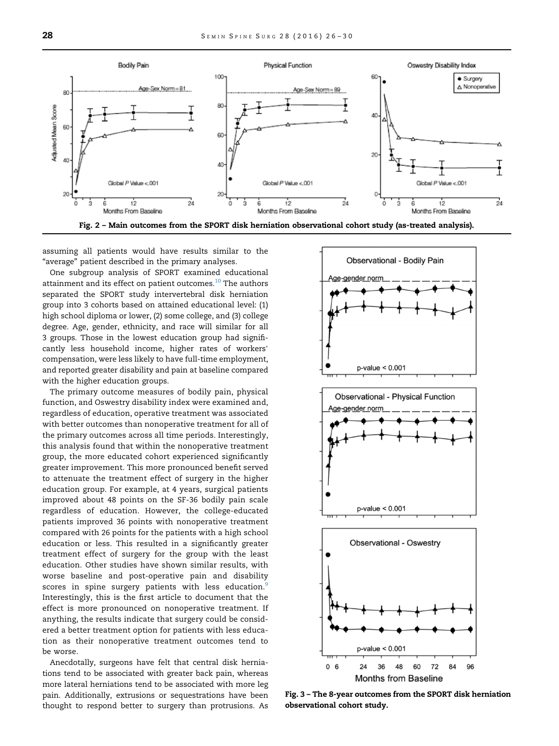Bodily Pain

Physical Function

Oswestry Disability Index

Adjusted Mean Score

Age-Sex Norm = 81

Age-Sex Norm = 89

● Surgery
△ Nonoperative

Global P Value <.001

Global P Value <.001

Global P Value <.001

Months From Baseline

Months From Baseline

Months From Baseline

**Fig. 2 – Main outcomes from the SPORT disk herniation observational cohort study (as-treated analysis).**

assuming all patients would have results similar to the "average" patient described in the primary analyses.

One subgroup analysis of SPORT examined educational attainment and its effect on patient outcomes.[10] The authors separated the SPORT study intervertebral disk herniation group into 3 cohorts based on attained educational level: (1) high school diploma or lower, (2) some college, and (3) college degree. Age, gender, ethnicity, and race will similar for all 3 groups. Those in the lowest education group had significantly less household income, higher rates of workers' compensation, were less likely to have full-time employment, and reported greater disability and pain at baseline compared with the higher education groups.

The primary outcome measures of bodily pain, physical function, and Oswestry disability index were examined and, regardless of education, operative treatment was associated with better outcomes than nonoperative treatment for all of the primary outcomes across all time periods. Interestingly, this analysis found that within the nonoperative treatment group, the more educated cohort experienced significantly greater improvement. This more pronounced benefit served to attenuate the treatment effect of surgery in the higher education group. For example, at 4 years, surgical patients improved about 48 points on the SF-36 bodily pain scale regardless of education. However, the college-educated patients improved 36 points with nonoperative treatment compared with 26 points for the patients with a high school education or less. This resulted in a significantly greater treatment effect of surgery for the group with the least education. Other studies have shown similar results, with worse baseline and post-operative pain and disability scores in spine surgery patients with less education.[9] Interestingly, this is the first article to document that the effect is more pronounced on nonoperative treatment. If anything, the results indicate that surgery could be considered a better treatment option for patients with less education as their nonoperative treatment outcomes tend to be worse.

Anecdotally, surgeons have felt that central disk herniations tend to be associated with greater back pain, whereas more lateral herniations tend to be associated with more leg pain. Additionally, extrusions or sequestrations have been thought to respond better to surgery than protrusions. As

Observational - Bodily Pain

Age-gender norm

p-value < 0.001

Observational - Physical Function

Age-gender norm

p-value < 0.001

Observational - Oswestry

p-value < 0.001

Months from Baseline

**Fig. 3 – The 8-year outcomes from the SPORT disk herniation observational cohort study.**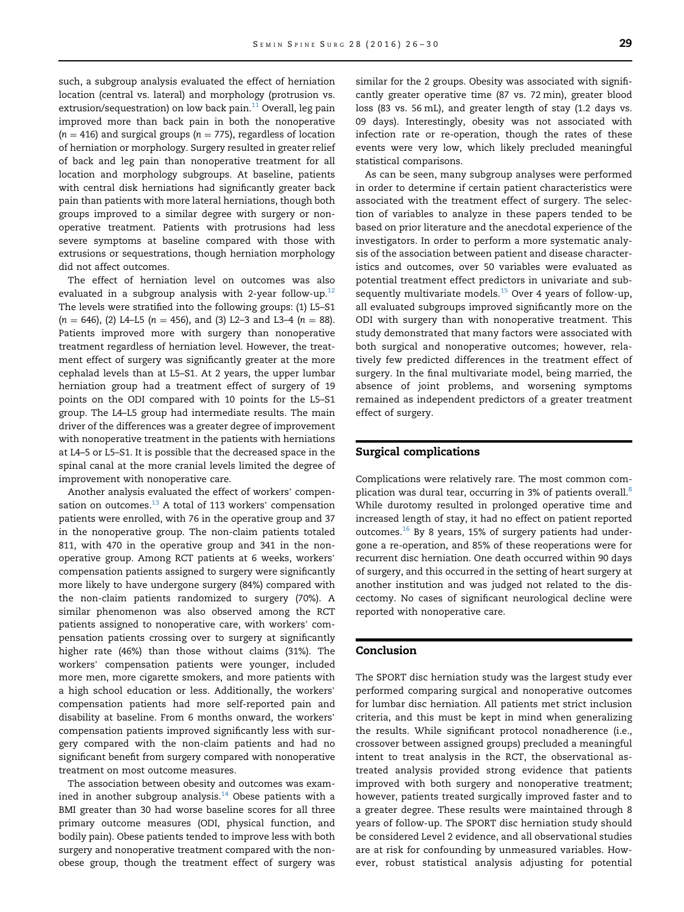such, a subgroup analysis evaluated the effect of herniation location (central vs. lateral) and morphology (protrusion vs. extrusion/sequestration) on low back pain.[11] Overall, leg pain improved more than back pain in both the nonoperative ($n = 416$) and surgical groups ($n = 775$), regardless of location of herniation or morphology. Surgery resulted in greater relief of back and leg pain than nonoperative treatment for all location and morphology subgroups. At baseline, patients with central disk herniations had significantly greater back pain than patients with more lateral herniations, though both groups improved to a similar degree with surgery or nonoperative treatment. Patients with protrusions had less severe symptoms at baseline compared with those with extrusions or sequestrations, though herniation morphology did not affect outcomes.

The effect of herniation level on outcomes was also evaluated in a subgroup analysis with 2-year follow-up.[12] The levels were stratified into the following groups: (1) L5–S1 ($n = 646$), (2) L4–L5 ($n = 456$), and (3) L2–3 and L3–4 ($n = 88$). Patients improved more with surgery than nonoperative treatment regardless of herniation level. However, the treatment effect of surgery was significantly greater at the more cephalad levels than at L5–S1. At 2 years, the upper lumbar herniation group had a treatment effect of surgery of 19 points on the ODI compared with 10 points for the L5–S1 group. The L4–L5 group had intermediate results. The main driver of the differences was a greater degree of improvement with nonoperative treatment in the patients with herniations at L4–5 or L5–S1. It is possible that the decreased space in the spinal canal at the more cranial levels limited the degree of improvement with nonoperative care.

Another analysis evaluated the effect of workers' compensation on outcomes.[13] A total of 113 workers' compensation patients were enrolled, with 76 in the operative group and 37 in the nonoperative group. The non-claim patients totaled 811, with 470 in the operative group and 341 in the nonoperative group. Among RCT patients at 6 weeks, workers' compensation patients assigned to surgery were significantly more likely to have undergone surgery (84%) compared with the non-claim patients randomized to surgery (70%). A similar phenomenon was also observed among the RCT patients assigned to nonoperative care, with workers' compensation patients crossing over to surgery at significantly higher rate (46%) than those without claims (31%). The workers' compensation patients were younger, included more men, more cigarette smokers, and more patients with a high school education or less. Additionally, the workers' compensation patients had more self-reported pain and disability at baseline. From 6 months onward, the workers' compensation patients improved significantly less with surgery compared with the non-claim patients and had no significant benefit from surgery compared with nonoperative treatment on most outcome measures.

The association between obesity and outcomes was examined in another subgroup analysis.[14] Obese patients with a BMI greater than 30 had worse baseline scores for all three primary outcome measures (ODI, physical function, and bodily pain). Obese patients tended to improve less with both surgery and nonoperative treatment compared with the non-obese group, though the treatment effect of surgery was similar for the 2 groups. Obesity was associated with significantly greater operative time (87 vs. 72 min), greater blood loss (83 vs. 56 mL), and greater length of stay (1.2 days vs. 09 days). Interestingly, obesity was not associated with infection rate or re-operation, though the rates of these events were very low, which likely precluded meaningful statistical comparisons.

As can be seen, many subgroup analyses were performed in order to determine if certain patient characteristics were associated with the treatment effect of surgery. The selection of variables to analyze in these papers tended to be based on prior literature and the anecdotal experience of the investigators. In order to perform a more systematic analysis of the association between patient and disease characteristics and outcomes, over 50 variables were evaluated as potential treatment effect predictors in univariate and subsequently multivariate models.[15] Over 4 years of follow-up, all evaluated subgroups improved significantly more on the ODI with surgery than with nonoperative treatment. This study demonstrated that many factors were associated with both surgical and nonoperative outcomes; however, relatively few predicted differences in the treatment effect of surgery. In the final multivariate model, being married, the absence of joint problems, and worsening symptoms remained as independent predictors of a greater treatment effect of surgery.

## Surgical complications

Complications were relatively rare. The most common complication was dural tear, occurring in 3% of patients overall.[8] While durotomy resulted in prolonged operative time and increased length of stay, it had no effect on patient reported outcomes.[16] By 8 years, 15% of surgery patients had undergone a re-operation, and 85% of these reoperations were for recurrent disc herniation. One death occurred within 90 days of surgery, and this occurred in the setting of heart surgery at another institution and was judged not related to the discectomy. No cases of significant neurological decline were reported with nonoperative care.

## Conclusion

The SPORT disc herniation study was the largest study ever performed comparing surgical and nonoperative outcomes for lumbar disc herniation. All patients met strict inclusion criteria, and this must be kept in mind when generalizing the results. While significant protocol nonadherence (i.e., crossover between assigned groups) precluded a meaningful intent to treat analysis in the RCT, the observational as-treated analysis provided strong evidence that patients improved with both surgery and nonoperative treatment; however, patients treated surgically improved faster and to a greater degree. These results were maintained through 8 years of follow-up. The SPORT disc herniation study should be considered Level 2 evidence, and all observational studies are at risk for confounding by unmeasured variables. However, robust statistical analysis adjusting for potential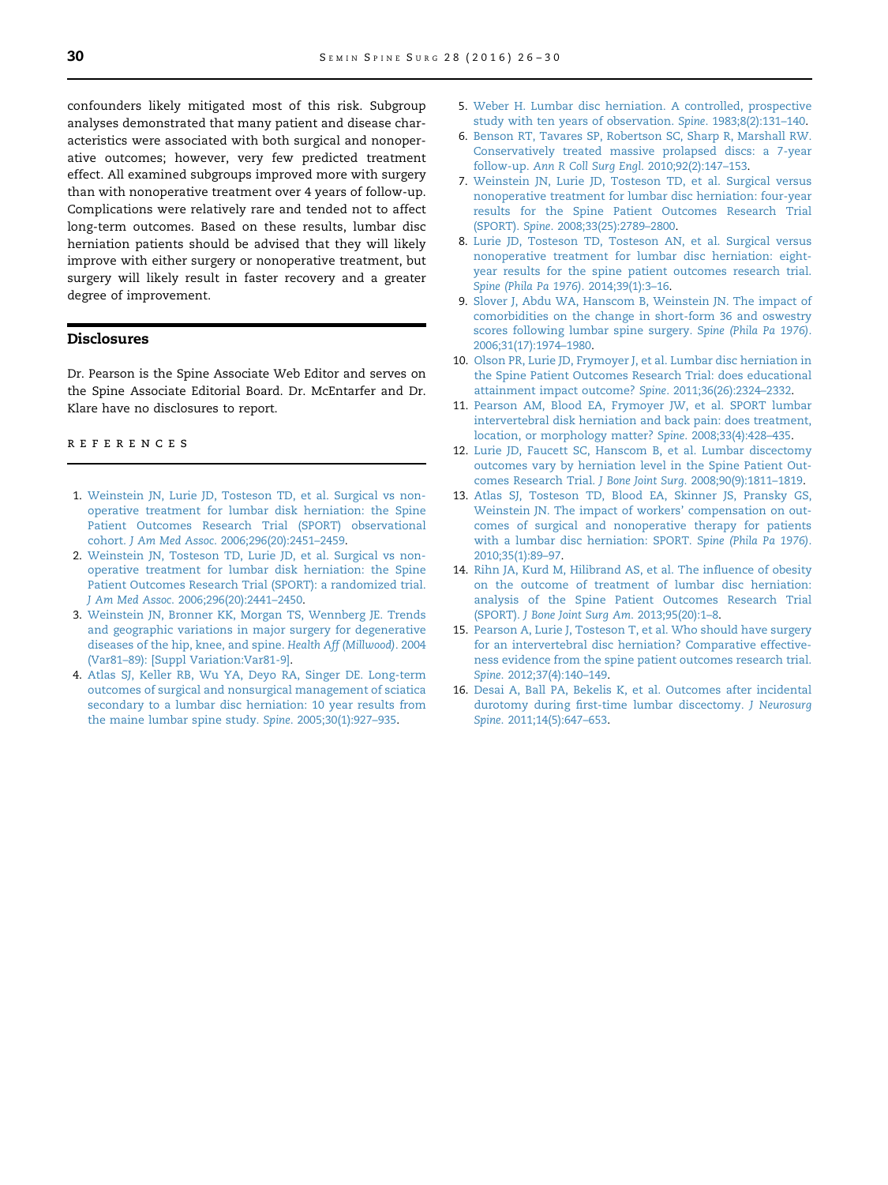confounders likely mitigated most of this risk. Subgroup analyses demonstrated that many patient and disease characteristics were associated with both surgical and nonoperative outcomes; however, very few predicted treatment effect. All examined subgroups improved more with surgery than with nonoperative treatment over 4 years of follow-up. Complications were relatively rare and tended not to affect long-term outcomes. Based on these results, lumbar disc herniation patients should be advised that they will likely improve with either surgery or nonoperative treatment, but surgery will likely result in faster recovery and a greater degree of improvement.

## Disclosures

Dr. Pearson is the Spine Associate Web Editor and serves on the Spine Associate Editorial Board. Dr. McEntarfer and Dr. Klare have no disclosures to report.

## REFERENCES

1. Weinstein JN, Lurie JD, Tosteson TD, et al. Surgical vs nonoperative treatment for lumbar disk herniation: the Spine Patient Outcomes Research Trial (SPORT) observational cohort. *J Am Med Assoc*. 2006;296(20):2451–2459.
2. Weinstein JN, Tosteson TD, Lurie JD, et al. Surgical vs nonoperative treatment for lumbar disk herniation: the Spine Patient Outcomes Research Trial (SPORT): a randomized trial. *J Am Med Assoc*. 2006;296(20):2441–2450.
3. Weinstein JN, Bronner KK, Morgan TS, Wennberg JE. Trends and geographic variations in major surgery for degenerative diseases of the hip, knee, and spine. *Health Aff (Millwood)*. 2004 (Var81–89): [Suppl Variation:Var81-9].
4. Atlas SJ, Keller RB, Wu YA, Deyo RA, Singer DE. Long-term outcomes of surgical and nonsurgical management of sciatica secondary to a lumbar disc herniation: 10 year results from the maine lumbar spine study. *Spine*. 2005;30(1):927–935.
5. Weber H. Lumbar disc herniation. A controlled, prospective study with ten years of observation. *Spine*. 1983;8(2):131–140.
6. Benson RT, Tavares SP, Robertson SC, Sharp R, Marshall RW. Conservatively treated massive prolapsed discs: a 7-year follow-up. *Ann R Coll Surg Engl*. 2010;92(2):147–153.
7. Weinstein JN, Lurie JD, Tosteson TD, et al. Surgical versus nonoperative treatment for lumbar disc herniation: four-year results for the Spine Patient Outcomes Research Trial (SPORT). *Spine*. 2008;33(25):2789–2800.
8. Lurie JD, Tosteson TD, Tosteson AN, et al. Surgical versus nonoperative treatment for lumbar disc herniation: eight-year results for the spine patient outcomes research trial. *Spine (Phila Pa 1976)*. 2014;39(1):3–16.
9. Slover J, Abdu WA, Hanscom B, Weinstein JN. The impact of comorbidities on the change in short-form 36 and oswestry scores following lumbar spine surgery. *Spine (Phila Pa 1976)*. 2006;31(17):1974–1980.
10. Olson PR, Lurie JD, Frymoyer J, et al. Lumbar disc herniation in the Spine Patient Outcomes Research Trial: does educational attainment impact outcome? *Spine*. 2011;36(26):2324–2332.
11. Pearson AM, Blood EA, Frymoyer JW, et al. SPORT lumbar intervertebral disk herniation and back pain: does treatment, location, or morphology matter? *Spine*. 2008;33(4):428–435.
12. Lurie JD, Faucett SC, Hanscom B, et al. Lumbar discectomy outcomes vary by herniation level in the Spine Patient Outcomes Research Trial. *J Bone Joint Surg*. 2008;90(9):1811–1819.
13. Atlas SJ, Tosteson TD, Blood EA, Skinner JS, Pransky GS, Weinstein JN. The impact of workers' compensation on outcomes of surgical and nonoperative therapy for patients with a lumbar disc herniation: SPORT. *Spine (Phila Pa 1976)*. 2010;35(1):89–97.
14. Rihn JA, Kurd M, Hilibrand AS, et al. The influence of obesity on the outcome of treatment of lumbar disc herniation: analysis of the Spine Patient Outcomes Research Trial (SPORT). *J Bone Joint Surg Am*. 2013;95(20):1–8.
15. Pearson A, Lurie J, Tosteson T, et al. Who should have surgery for an intervertebral disc herniation? Comparative effectiveness evidence from the spine patient outcomes research trial. *Spine*. 2012;37(4):140–149.
16. Desai A, Ball PA, Bekelis K, et al. Outcomes after incidental durotomy during first-time lumbar discectomy. *J Neurosurg Spine*. 2011;14(5):647–653.